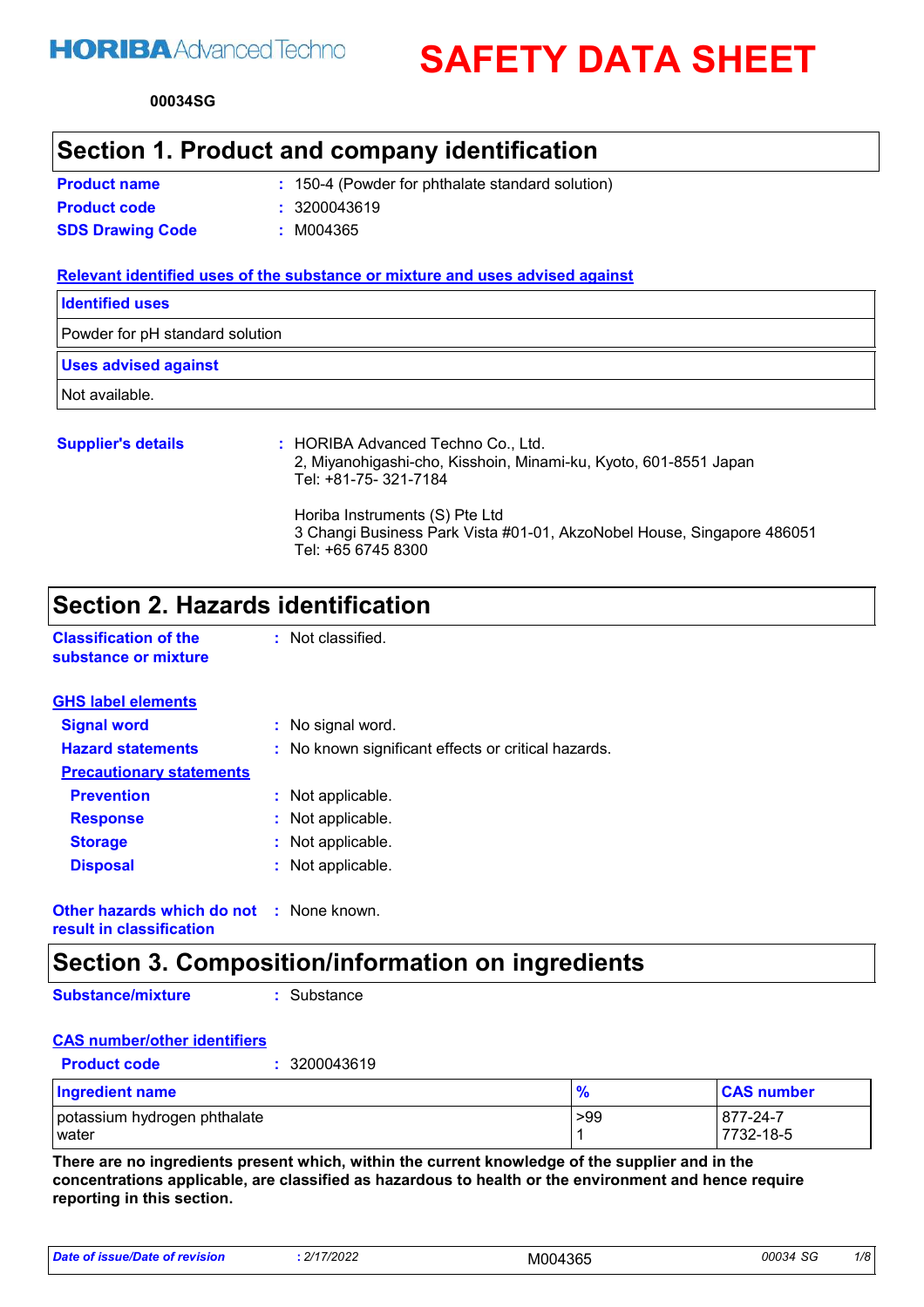HORIBA Advanced Techno

# SAFETY DATA SHEET

00034SG

## Section 1. Product and company identification

**Product name** : 150-4 (Powder for phthalate standard solution)

**Product code** : 3200043619

**SDS Drawing Code** : M004365

### Relevant identified uses of the substance or mixture and uses advised against

| Identified uses |
| --- |
| Powder for pH standard solution |

| Uses advised against |
| --- |
| Not available. |

**Supplier's details** : HORIBA Advanced Techno Co., Ltd.
2, Miyanohigashi-cho, Kisshoin, Minami-ku, Kyoto, 601-8551 Japan
Tel: +81-75- 321-7184

Horiba Instruments (S) Pte Ltd
3 Changi Business Park Vista #01-01, AkzoNobel House, Singapore 486051
Tel: +65 6745 8300

## Section 2. Hazards identification

**Classification of the substance or mixture** : Not classified.

### GHS label elements

**Signal word** : No signal word.

**Hazard statements** : No known significant effects or critical hazards.

**Precautionary statements**

**Prevention** : Not applicable.

**Response** : Not applicable.

**Storage** : Not applicable.

**Disposal** : Not applicable.

**Other hazards which do not result in classification** : None known.

## Section 3. Composition/information on ingredients

**Substance/mixture** : Substance

### CAS number/other identifiers

**Product code** : 3200043619

| Ingredient name | % | CAS number |
| --- | --- | --- |
| potassium hydrogen phthalate | >99 | 877-24-7 |
| water | 1 | 7732-18-5 |

**There are no ingredients present which, within the current knowledge of the supplier and in the concentrations applicable, are classified as hazardous to health or the environment and hence require reporting in this section.**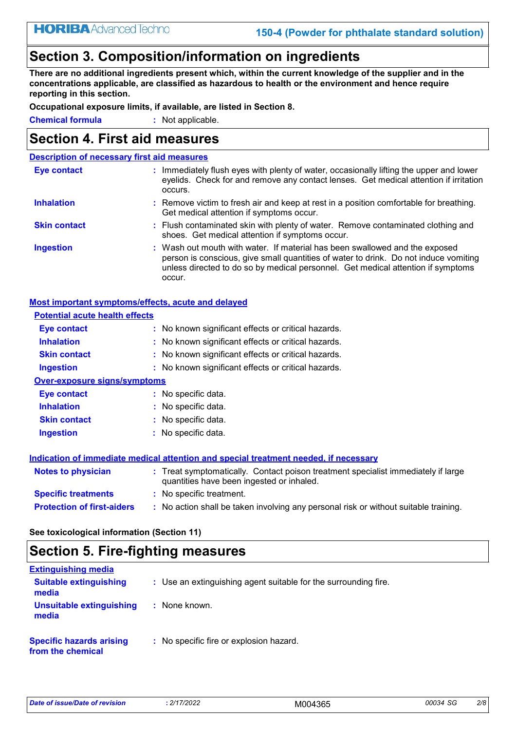## Section 3. Composition/information on ingredients

**There are no additional ingredients present which, within the current knowledge of the supplier and in the concentrations applicable, are classified as hazardous to health or the environment and hence require reporting in this section.**

**Occupational exposure limits, if available, are listed in Section 8.**

| | |
|---|---|
| **Chemical formula** | : Not applicable. |

## Section 4. First aid measures

### Description of necessary first aid measures

| | |
|---|---|
| **Eye contact** | : Immediately flush eyes with plenty of water, occasionally lifting the upper and lower eyelids. Check for and remove any contact lenses. Get medical attention if irritation occurs. |
| **Inhalation** | : Remove victim to fresh air and keep at rest in a position comfortable for breathing. Get medical attention if symptoms occur. |
| **Skin contact** | : Flush contaminated skin with plenty of water. Remove contaminated clothing and shoes. Get medical attention if symptoms occur. |
| **Ingestion** | : Wash out mouth with water. If material has been swallowed and the exposed person is conscious, give small quantities of water to drink. Do not induce vomiting unless directed to do so by medical personnel. Get medical attention if symptoms occur. |

### Most important symptoms/effects, acute and delayed

#### Potential acute health effects

| | |
|---|---|
| **Eye contact** | : No known significant effects or critical hazards. |
| **Inhalation** | : No known significant effects or critical hazards. |
| **Skin contact** | : No known significant effects or critical hazards. |
| **Ingestion** | : No known significant effects or critical hazards. |

#### Over-exposure signs/symptoms

| | |
|---|---|
| **Eye contact** | : No specific data. |
| **Inhalation** | : No specific data. |
| **Skin contact** | : No specific data. |
| **Ingestion** | : No specific data. |

### Indication of immediate medical attention and special treatment needed, if necessary

| | |
|---|---|
| **Notes to physician** | : Treat symptomatically. Contact poison treatment specialist immediately if large quantities have been ingested or inhaled. |
| **Specific treatments** | : No specific treatment. |
| **Protection of first-aiders** | : No action shall be taken involving any personal risk or without suitable training. |

**See toxicological information (Section 11)**

## Section 5. Fire-fighting measures

### Extinguishing media

| | |
|---|---|
| **Suitable extinguishing media** | : Use an extinguishing agent suitable for the surrounding fire. |
| **Unsuitable extinguishing media** | : None known. |
| **Specific hazards arising from the chemical** | : No specific fire or explosion hazard. |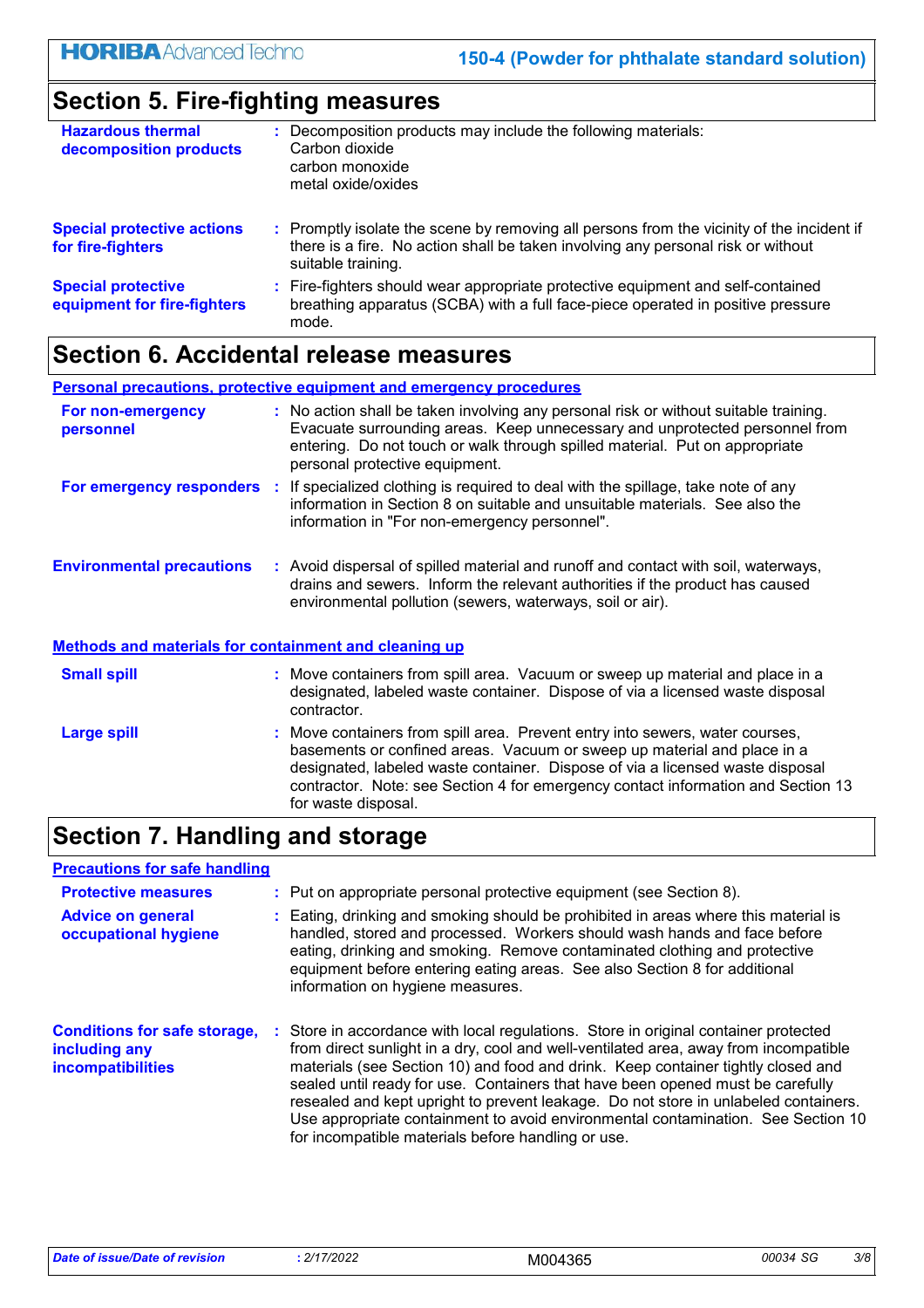## Section 5. Fire-fighting measures

**Hazardous thermal decomposition products** : Decomposition products may include the following materials:
Carbon dioxide
carbon monoxide
metal oxide/oxides

**Special protective actions for fire-fighters** : Promptly isolate the scene by removing all persons from the vicinity of the incident if there is a fire. No action shall be taken involving any personal risk or without suitable training.

**Special protective equipment for fire-fighters** : Fire-fighters should wear appropriate protective equipment and self-contained breathing apparatus (SCBA) with a full face-piece operated in positive pressure mode.

## Section 6. Accidental release measures

### Personal precautions, protective equipment and emergency procedures

**For non-emergency personnel** : No action shall be taken involving any personal risk or without suitable training. Evacuate surrounding areas. Keep unnecessary and unprotected personnel from entering. Do not touch or walk through spilled material. Put on appropriate personal protective equipment.

**For emergency responders** : If specialized clothing is required to deal with the spillage, take note of any information in Section 8 on suitable and unsuitable materials. See also the information in "For non-emergency personnel".

**Environmental precautions** : Avoid dispersal of spilled material and runoff and contact with soil, waterways, drains and sewers. Inform the relevant authorities if the product has caused environmental pollution (sewers, waterways, soil or air).

### Methods and materials for containment and cleaning up

**Small spill** : Move containers from spill area. Vacuum or sweep up material and place in a designated, labeled waste container. Dispose of via a licensed waste disposal contractor.

**Large spill** : Move containers from spill area. Prevent entry into sewers, water courses, basements or confined areas. Vacuum or sweep up material and place in a designated, labeled waste container. Dispose of via a licensed waste disposal contractor. Note: see Section 4 for emergency contact information and Section 13 for waste disposal.

## Section 7. Handling and storage

### Precautions for safe handling

**Protective measures** : Put on appropriate personal protective equipment (see Section 8).

**Advice on general occupational hygiene** : Eating, drinking and smoking should be prohibited in areas where this material is handled, stored and processed. Workers should wash hands and face before eating, drinking and smoking. Remove contaminated clothing and protective equipment before entering eating areas. See also Section 8 for additional information on hygiene measures.

**Conditions for safe storage, including any incompatibilities** : Store in accordance with local regulations. Store in original container protected from direct sunlight in a dry, cool and well-ventilated area, away from incompatible materials (see Section 10) and food and drink. Keep container tightly closed and sealed until ready for use. Containers that have been opened must be carefully resealed and kept upright to prevent leakage. Do not store in unlabeled containers. Use appropriate containment to avoid environmental contamination. See Section 10 for incompatible materials before handling or use.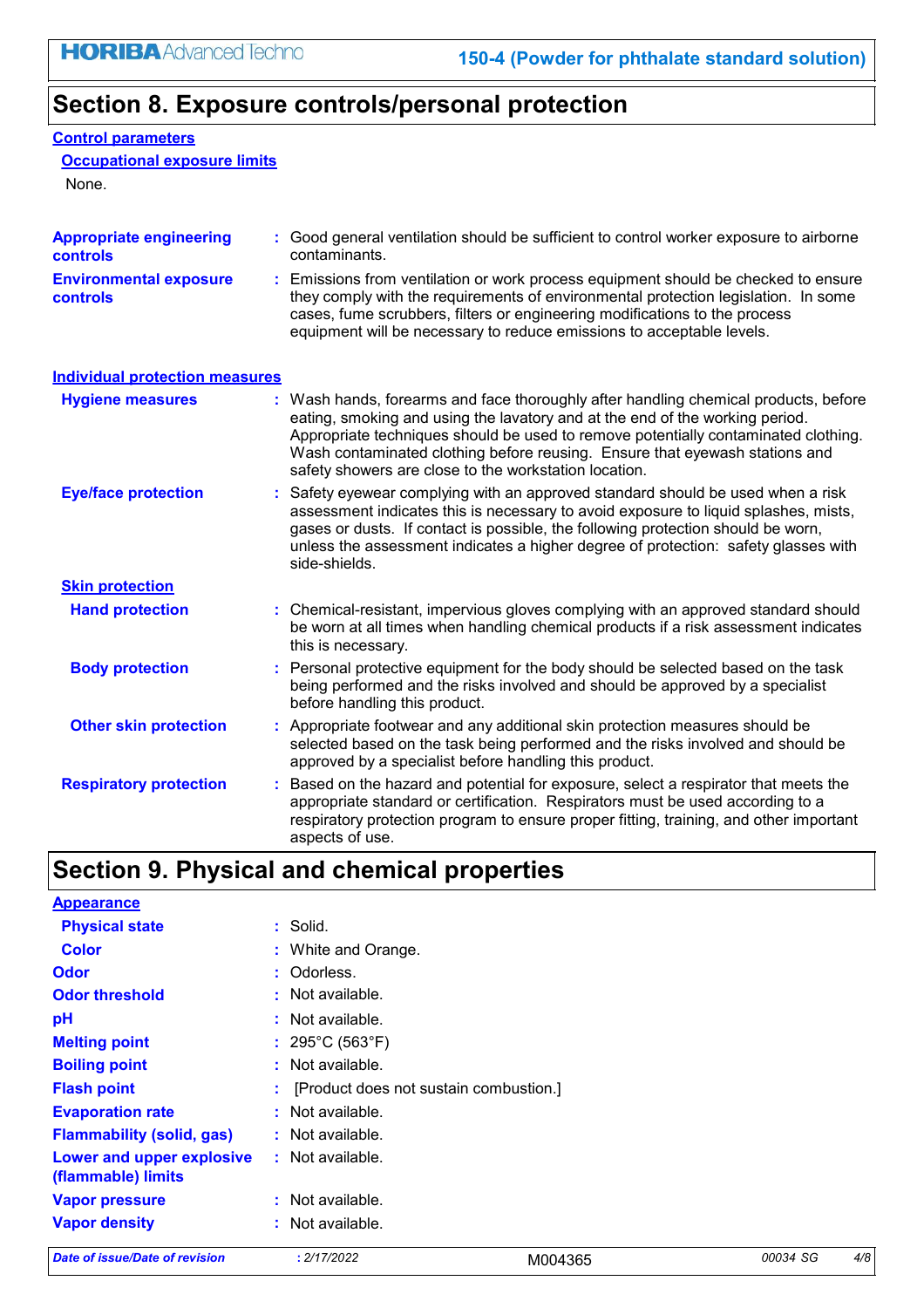## Section 8. Exposure controls/personal protection

### Control parameters

#### Occupational exposure limits

None.

**Appropriate engineering controls** : Good general ventilation should be sufficient to control worker exposure to airborne contaminants.

**Environmental exposure controls** : Emissions from ventilation or work process equipment should be checked to ensure they comply with the requirements of environmental protection legislation. In some cases, fume scrubbers, filters or engineering modifications to the process equipment will be necessary to reduce emissions to acceptable levels.

### Individual protection measures

**Hygiene measures** : Wash hands, forearms and face thoroughly after handling chemical products, before eating, smoking and using the lavatory and at the end of the working period. Appropriate techniques should be used to remove potentially contaminated clothing. Wash contaminated clothing before reusing. Ensure that eyewash stations and safety showers are close to the workstation location.

**Eye/face protection** : Safety eyewear complying with an approved standard should be used when a risk assessment indicates this is necessary to avoid exposure to liquid splashes, mists, gases or dusts. If contact is possible, the following protection should be worn, unless the assessment indicates a higher degree of protection: safety glasses with side-shields.

#### Skin protection

**Hand protection** : Chemical-resistant, impervious gloves complying with an approved standard should be worn at all times when handling chemical products if a risk assessment indicates this is necessary.

**Body protection** : Personal protective equipment for the body should be selected based on the task being performed and the risks involved and should be approved by a specialist before handling this product.

**Other skin protection** : Appropriate footwear and any additional skin protection measures should be selected based on the task being performed and the risks involved and should be approved by a specialist before handling this product.

**Respiratory protection** : Based on the hazard and potential for exposure, select a respirator that meets the appropriate standard or certification. Respirators must be used according to a respiratory protection program to ensure proper fitting, training, and other important aspects of use.

## Section 9. Physical and chemical properties

### Appearance

**Physical state** : Solid.

**Color** : White and Orange.

**Odor** : Odorless.

**Odor threshold** : Not available.

**pH** : Not available.

**Melting point** : 295°C (563°F)

**Boiling point** : Not available.

**Flash point** : [Product does not sustain combustion.]

**Evaporation rate** : Not available.

**Flammability (solid, gas)** : Not available.

**Lower and upper explosive (flammable) limits** : Not available.

**Vapor pressure** : Not available.

**Vapor density** : Not available.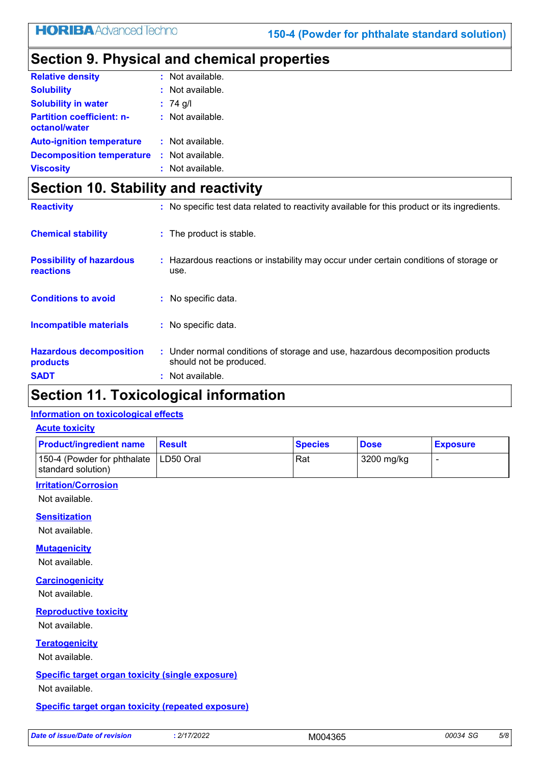## Section 9. Physical and chemical properties

**Relative density** : Not available.

**Solubility** : Not available.

**Solubility in water** : 74 g/l

**Partition coefficient: n-octanol/water** : Not available.

**Auto-ignition temperature** : Not available.

**Decomposition temperature** : Not available.

**Viscosity** : Not available.

## Section 10. Stability and reactivity

**Reactivity** : No specific test data related to reactivity available for this product or its ingredients.

**Chemical stability** : The product is stable.

**Possibility of hazardous reactions** : Hazardous reactions or instability may occur under certain conditions of storage or use.

**Conditions to avoid** : No specific data.

**Incompatible materials** : No specific data.

**Hazardous decomposition products** : Under normal conditions of storage and use, hazardous decomposition products should not be produced.

**SADT** : Not available.

## Section 11. Toxicological information

### Information on toxicological effects

#### Acute toxicity

| Product/ingredient name | Result | Species | Dose | Exposure |
|---|---|---|---|---|
| 150-4 (Powder for phthalate standard solution) | LD50 Oral | Rat | 3200 mg/kg | - |

#### Irritation/Corrosion

Not available.

#### Sensitization

Not available.

#### Mutagenicity

Not available.

#### Carcinogenicity

Not available.

#### Reproductive toxicity

Not available.

#### Teratogenicity

Not available.

#### Specific target organ toxicity (single exposure)

Not available.

#### Specific target organ toxicity (repeated exposure)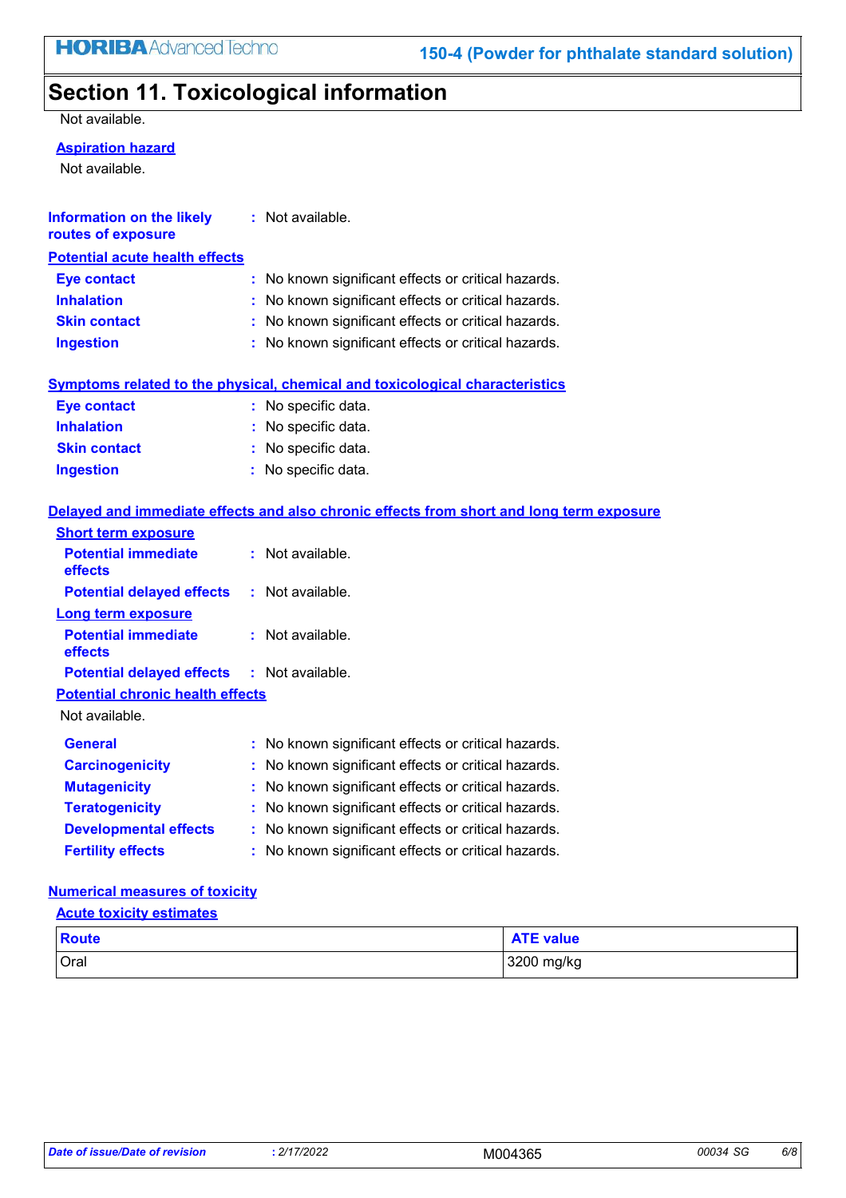## Section 11. Toxicological information

Not available.

**Aspiration hazard**

Not available.

**Information on the likely routes of exposure** : Not available.

**Potential acute health effects**

**Eye contact** : No known significant effects or critical hazards.
**Inhalation** : No known significant effects or critical hazards.
**Skin contact** : No known significant effects or critical hazards.
**Ingestion** : No known significant effects or critical hazards.

**Symptoms related to the physical, chemical and toxicological characteristics**

**Eye contact** : No specific data.
**Inhalation** : No specific data.
**Skin contact** : No specific data.
**Ingestion** : No specific data.

**Delayed and immediate effects and also chronic effects from short and long term exposure**

**Short term exposure**

**Potential immediate effects** : Not available.
**Potential delayed effects** : Not available.

**Long term exposure**

**Potential immediate effects** : Not available.
**Potential delayed effects** : Not available.

**Potential chronic health effects**

Not available.

**General** : No known significant effects or critical hazards.
**Carcinogenicity** : No known significant effects or critical hazards.
**Mutagenicity** : No known significant effects or critical hazards.
**Teratogenicity** : No known significant effects or critical hazards.
**Developmental effects** : No known significant effects or critical hazards.
**Fertility effects** : No known significant effects or critical hazards.

**Numerical measures of toxicity**

**Acute toxicity estimates**

| Route | ATE value |
|---|---|
| Oral | 3200 mg/kg |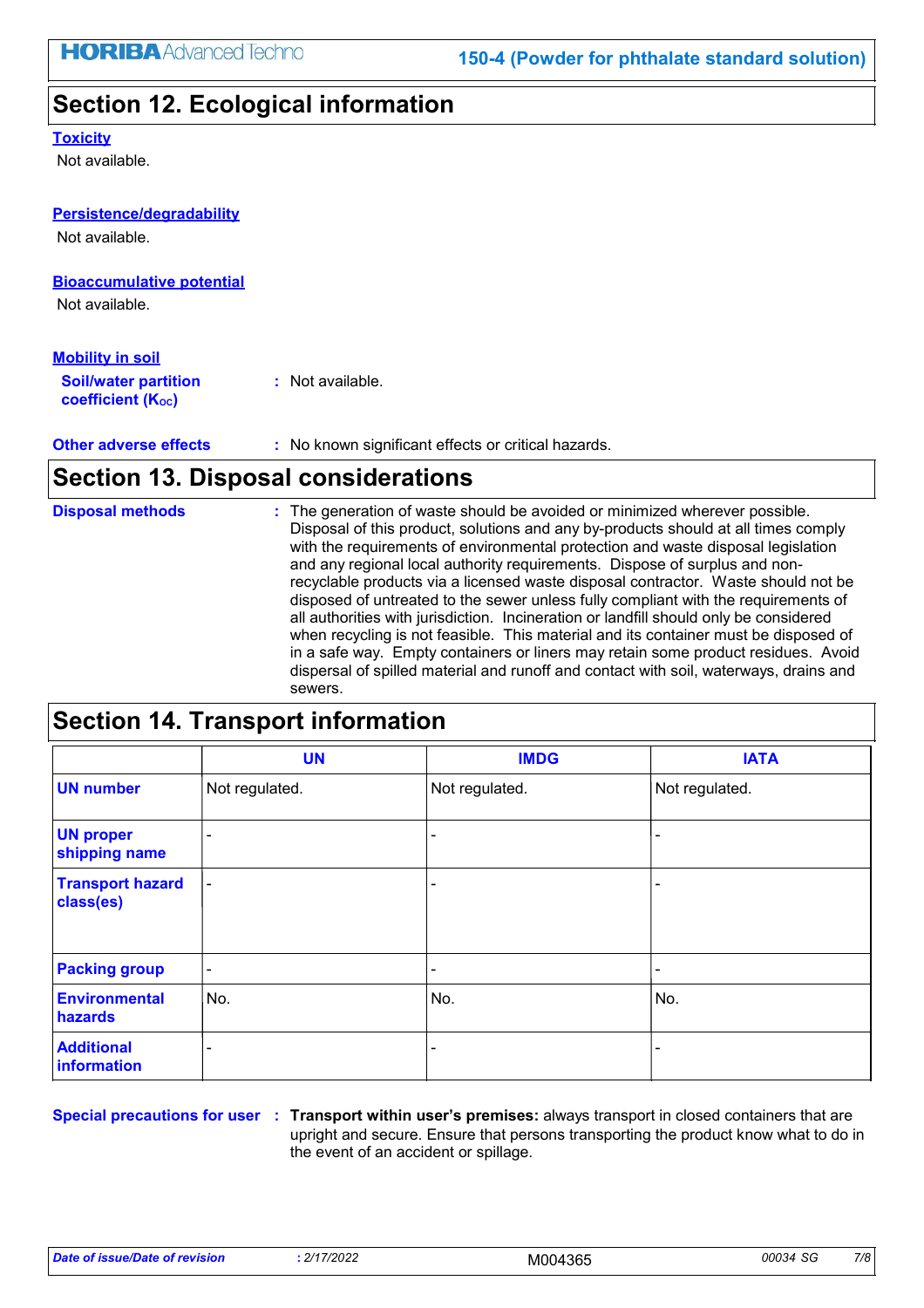## Section 12. Ecological information

**Toxicity**

Not available.

**Persistence/degradability**

Not available.

**Bioaccumulative potential**

Not available.

**Mobility in soil**

**Soil/water partition coefficient ($K_{OC}$)** : Not available.

**Other adverse effects** : No known significant effects or critical hazards.

## Section 13. Disposal considerations

**Disposal methods** : The generation of waste should be avoided or minimized wherever possible. Disposal of this product, solutions and any by-products should at all times comply with the requirements of environmental protection and waste disposal legislation and any regional local authority requirements. Dispose of surplus and non-recyclable products via a licensed waste disposal contractor. Waste should not be disposed of untreated to the sewer unless fully compliant with the requirements of all authorities with jurisdiction. Incineration or landfill should only be considered when recycling is not feasible. This material and its container must be disposed of in a safe way. Empty containers or liners may retain some product residues. Avoid dispersal of spilled material and runoff and contact with soil, waterways, drains and sewers.

## Section 14. Transport information

| | UN | IMDG | IATA |
|---|---|---|---|
| **UN number** | Not regulated. | Not regulated. | Not regulated. |
| **UN proper shipping name** | - | - | - |
| **Transport hazard class(es)** | - | - | - |
| **Packing group** | - | - | - |
| **Environmental hazards** | No. | No. | No. |
| **Additional information** | - | - | - |

**Special precautions for user** : **Transport within user's premises:** always transport in closed containers that are upright and secure. Ensure that persons transporting the product know what to do in the event of an accident or spillage.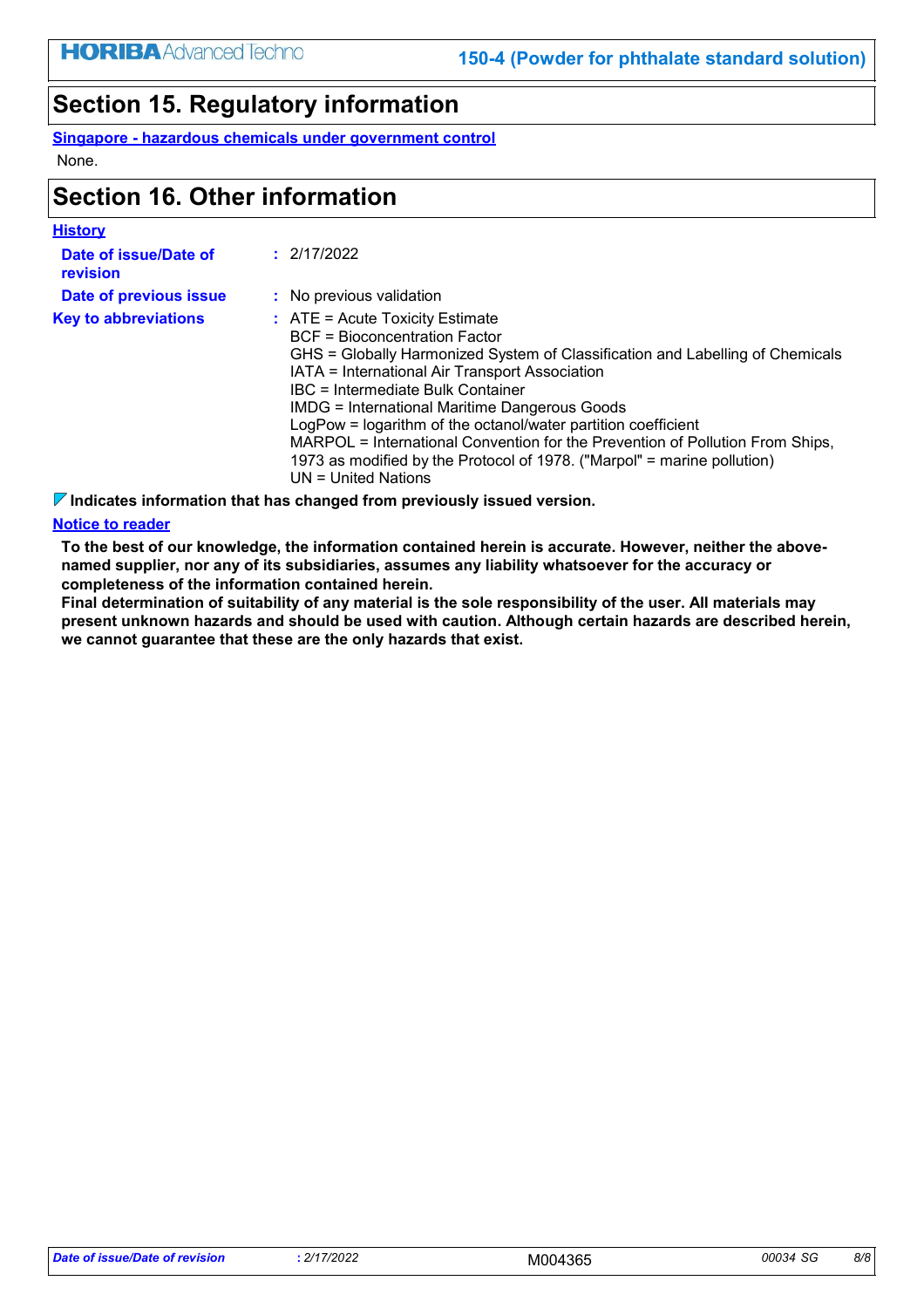## Section 15. Regulatory information

**Singapore - hazardous chemicals under government control**

None.

## Section 16. Other information

**History**

| | | |
|---|---|---|
| **Date of issue/Date of revision** | : | 2/17/2022 |
| **Date of previous issue** | : | No previous validation |
| **Key to abbreviations** | : | ATE = Acute Toxicity Estimate<br>BCF = Bioconcentration Factor<br>GHS = Globally Harmonized System of Classification and Labelling of Chemicals<br>IATA = International Air Transport Association<br>IBC = Intermediate Bulk Container<br>IMDG = International Maritime Dangerous Goods<br>LogPow = logarithm of the octanol/water partition coefficient<br>MARPOL = International Convention for the Prevention of Pollution From Ships, 1973 as modified by the Protocol of 1978. ("Marpol" = marine pollution)<br>UN = United Nations |

**Indicates information that has changed from previously issued version.**

**Notice to reader**

**To the best of our knowledge, the information contained herein is accurate. However, neither the above-named supplier, nor any of its subsidiaries, assumes any liability whatsoever for the accuracy or completeness of the information contained herein.**

**Final determination of suitability of any material is the sole responsibility of the user. All materials may present unknown hazards and should be used with caution. Although certain hazards are described herein, we cannot guarantee that these are the only hazards that exist.**